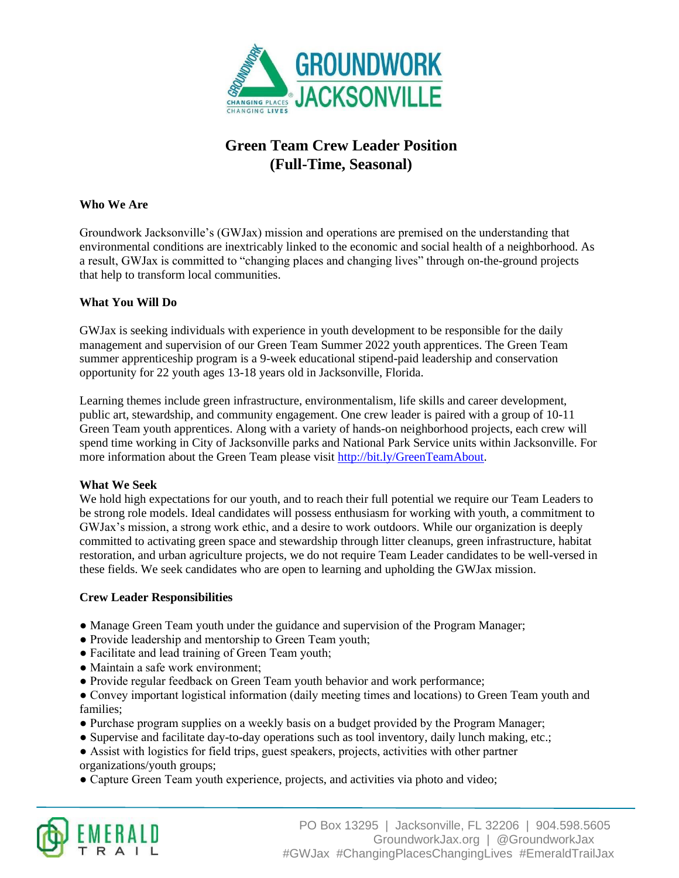# Green Team Crew Leader Position
# (Full-Time, Seasonal)

**Who We Are**

Groundwork Jacksonville's (GWJax) mission and operations are premised on the understanding that environmental conditions are inextricably linked to the economic and social health of a neighborhood. As a result, GWJax is committed to "changing places and changing lives" through on-the-ground projects that help to transform local communities.

**What You Will Do**

GWJax is seeking individuals with experience in youth development to be responsible for the daily management and supervision of our Green Team Summer 2022 youth apprentices. The Green Team summer apprenticeship program is a 9-week educational stipend-paid leadership and conservation opportunity for 22 youth ages 13-18 years old in Jacksonville, Florida.

Learning themes include green infrastructure, environmentalism, life skills and career development, public art, stewardship, and community engagement. One crew leader is paired with a group of 10-11 Green Team youth apprentices. Along with a variety of hands-on neighborhood projects, each crew will spend time working in City of Jacksonville parks and National Park Service units within Jacksonville. For more information about the Green Team please visit http://bit.ly/GreenTeamAbout.

**What We Seek**

We hold high expectations for our youth, and to reach their full potential we require our Team Leaders to be strong role models. Ideal candidates will possess enthusiasm for working with youth, a commitment to GWJax's mission, a strong work ethic, and a desire to work outdoors. While our organization is deeply committed to activating green space and stewardship through litter cleanups, green infrastructure, habitat restoration, and urban agriculture projects, we do not require Team Leader candidates to be well-versed in these fields. We seek candidates who are open to learning and upholding the GWJax mission.

**Crew Leader Responsibilities**

- Manage Green Team youth under the guidance and supervision of the Program Manager;
- Provide leadership and mentorship to Green Team youth;
- Facilitate and lead training of Green Team youth;
- Maintain a safe work environment;
- Provide regular feedback on Green Team youth behavior and work performance;
- Convey important logistical information (daily meeting times and locations) to Green Team youth and families;
- Purchase program supplies on a weekly basis on a budget provided by the Program Manager;
- Supervise and facilitate day-to-day operations such as tool inventory, daily lunch making, etc.;
- Assist with logistics for field trips, guest speakers, projects, activities with other partner organizations/youth groups;
- Capture Green Team youth experience, projects, and activities via photo and video;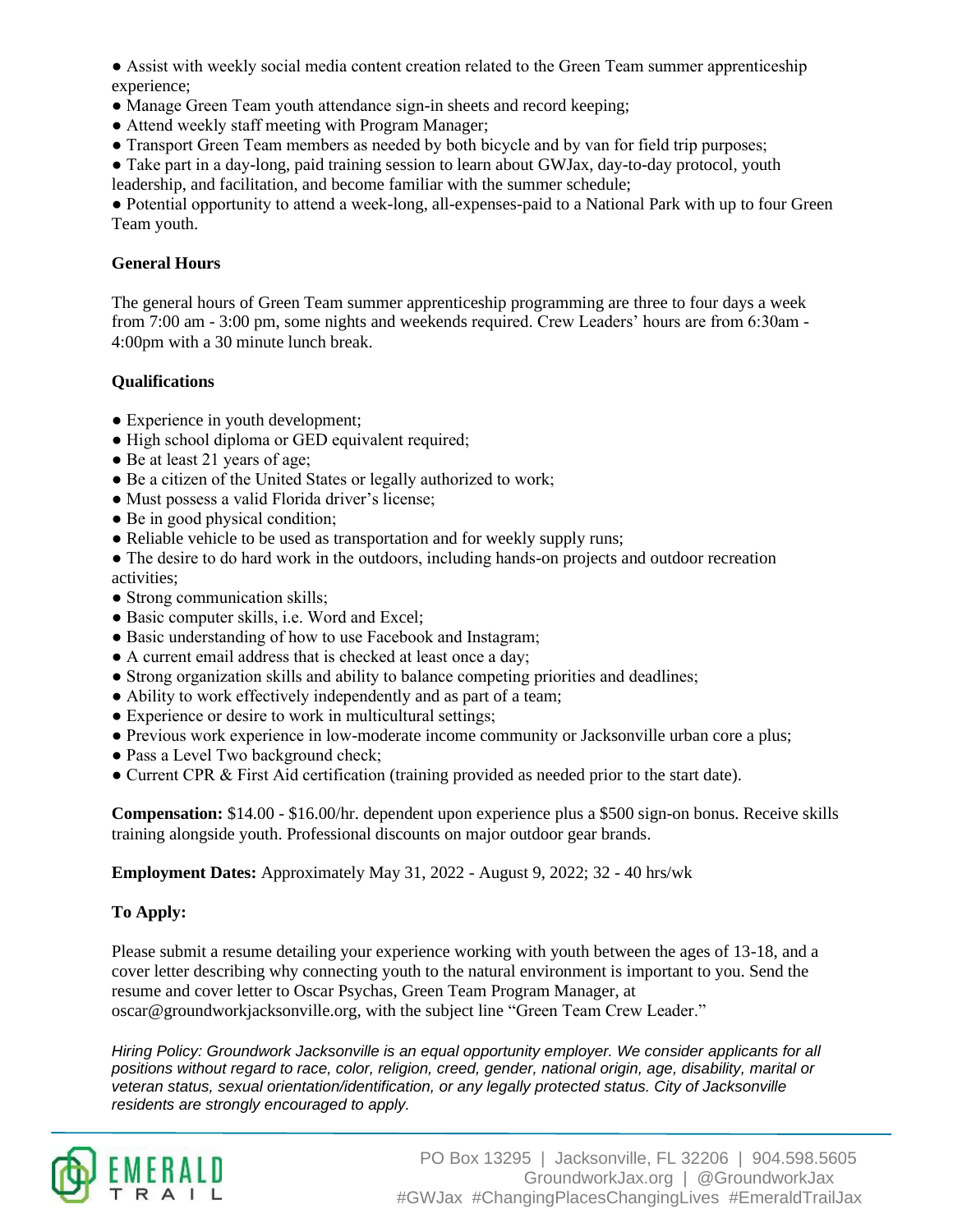- Assist with weekly social media content creation related to the Green Team summer apprenticeship experience;
- Manage Green Team youth attendance sign-in sheets and record keeping;
- Attend weekly staff meeting with Program Manager;
- Transport Green Team members as needed by both bicycle and by van for field trip purposes;
- Take part in a day-long, paid training session to learn about GWJax, day-to-day protocol, youth leadership, and facilitation, and become familiar with the summer schedule;
- Potential opportunity to attend a week-long, all-expenses-paid to a National Park with up to four Green Team youth.

**General Hours**

The general hours of Green Team summer apprenticeship programming are three to four days a week from 7:00 am - 3:00 pm, some nights and weekends required. Crew Leaders' hours are from 6:30am - 4:00pm with a 30 minute lunch break.

**Qualifications**

- Experience in youth development;
- High school diploma or GED equivalent required;
- Be at least 21 years of age;
- Be a citizen of the United States or legally authorized to work;
- Must possess a valid Florida driver's license;
- Be in good physical condition;
- Reliable vehicle to be used as transportation and for weekly supply runs;
- The desire to do hard work in the outdoors, including hands-on projects and outdoor recreation activities;
- Strong communication skills;
- Basic computer skills, i.e. Word and Excel;
- Basic understanding of how to use Facebook and Instagram;
- A current email address that is checked at least once a day;
- Strong organization skills and ability to balance competing priorities and deadlines;
- Ability to work effectively independently and as part of a team;
- Experience or desire to work in multicultural settings;
- Previous work experience in low-moderate income community or Jacksonville urban core a plus;
- Pass a Level Two background check;
- Current CPR & First Aid certification (training provided as needed prior to the start date).

**Compensation:** $14.00 - $16.00/hr. dependent upon experience plus a $500 sign-on bonus. Receive skills training alongside youth. Professional discounts on major outdoor gear brands.

**Employment Dates:** Approximately May 31, 2022 - August 9, 2022; 32 - 40 hrs/wk

**To Apply:**

Please submit a resume detailing your experience working with youth between the ages of 13-18, and a cover letter describing why connecting youth to the natural environment is important to you. Send the resume and cover letter to Oscar Psychas, Green Team Program Manager, at oscar@groundworkjacksonville.org, with the subject line "Green Team Crew Leader."

*Hiring Policy: Groundwork Jacksonville is an equal opportunity employer. We consider applicants for all positions without regard to race, color, religion, creed, gender, national origin, age, disability, marital or veteran status, sexual orientation/identification, or any legally protected status. City of Jacksonville residents are strongly encouraged to apply.*